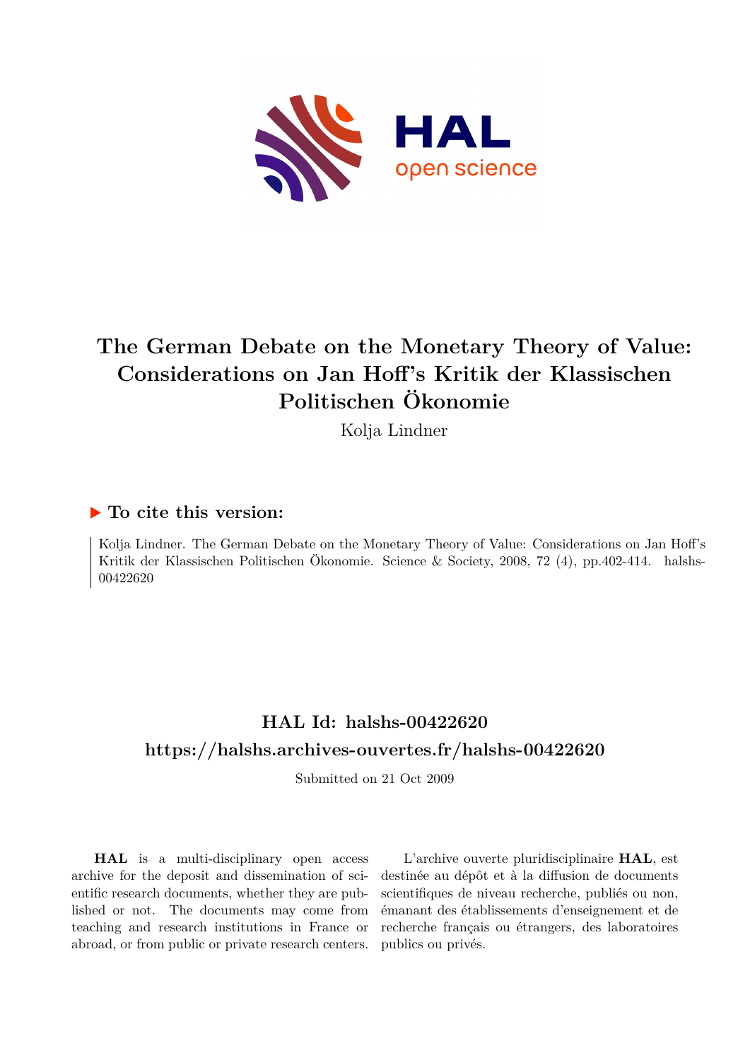# The German Debate on the Monetary Theory of Value: Considerations on Jan Hoff's Kritik der Klassischen Politischen Ökonomie

Kolja Lindner

## ▶ To cite this version:

Kolja Lindner. The German Debate on the Monetary Theory of Value: Considerations on Jan Hoff's Kritik der Klassischen Politischen Ökonomie. Science & Society, 2008, 72 (4), pp.402-414. halshs-00422620

## HAL Id: halshs-00422620
## https://halshs.archives-ouvertes.fr/halshs-00422620

Submitted on 21 Oct 2009

**HAL** is a multi-disciplinary open access archive for the deposit and dissemination of scientific research documents, whether they are published or not. The documents may come from teaching and research institutions in France or abroad, or from public or private research centers.

L'archive ouverte pluridisciplinaire **HAL**, est destinée au dépôt et à la diffusion de documents scientifiques de niveau recherche, publiés ou non, émanant des établissements d'enseignement et de recherche français ou étrangers, des laboratoires publics ou privés.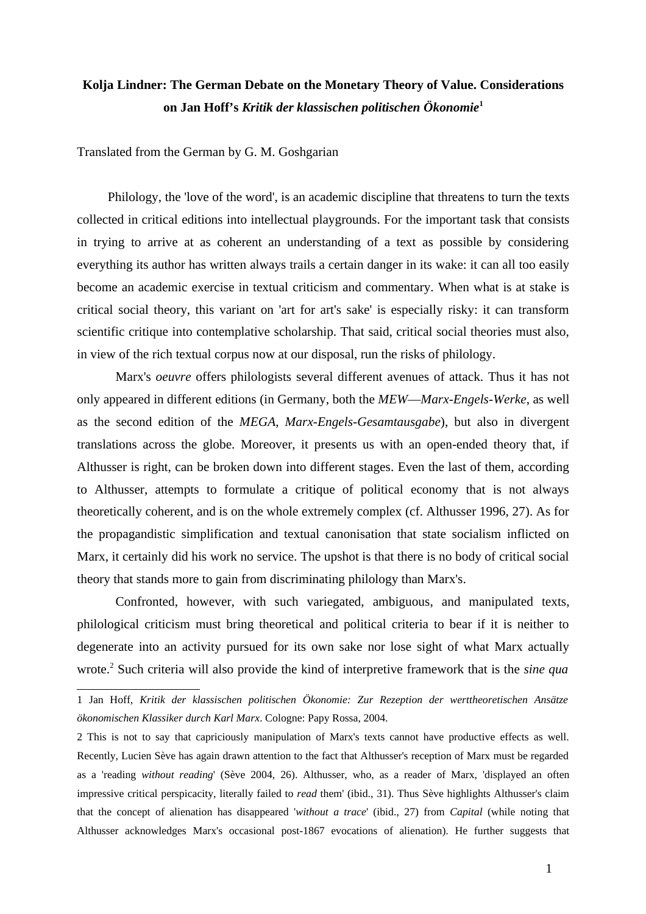**Kolja Lindner: The German Debate on the Monetary Theory of Value. Considerations on Jan Hoff's *Kritik der klassischen politischen Ökonomie*[1]**

Translated from the German by G. M. Goshgarian

Philology, the 'love of the word', is an academic discipline that threatens to turn the texts collected in critical editions into intellectual playgrounds. For the important task that consists in trying to arrive at as coherent an understanding of a text as possible by considering everything its author has written always trails a certain danger in its wake: it can all too easily become an academic exercise in textual criticism and commentary. When what is at stake is critical social theory, this variant on 'art for art's sake' is especially risky: it can transform scientific critique into contemplative scholarship. That said, critical social theories must also, in view of the rich textual corpus now at our disposal, run the risks of philology.

Marx's *oeuvre* offers philologists several different avenues of attack. Thus it has not only appeared in different editions (in Germany, both the *MEW*—*Marx-Engels-Werke*, as well as the second edition of the *MEGA*, *Marx-Engels-Gesamtausgabe*), but also in divergent translations across the globe. Moreover, it presents us with an open-ended theory that, if Althusser is right, can be broken down into different stages. Even the last of them, according to Althusser, attempts to formulate a critique of political economy that is not always theoretically coherent, and is on the whole extremely complex (cf. Althusser 1996, 27). As for the propagandistic simplification and textual canonisation that state socialism inflicted on Marx, it certainly did his work no service. The upshot is that there is no body of critical social theory that stands more to gain from discriminating philology than Marx's.

Confronted, however, with such variegated, ambiguous, and manipulated texts, philological criticism must bring theoretical and political criteria to bear if it is neither to degenerate into an activity pursued for its own sake nor lose sight of what Marx actually wrote.[2] Such criteria will also provide the kind of interpretive framework that is the *sine qua*

---

1 Jan Hoff, *Kritik der klassischen politischen Ökonomie: Zur Rezeption der werttheoretischen Ansätze ökonomischen Klassiker durch Karl Marx*. Cologne: Papy Rossa, 2004.

2 This is not to say that capriciously manipulation of Marx's texts cannot have productive effects as well. Recently, Lucien Sève has again drawn attention to the fact that Althusser's reception of Marx must be regarded as a 'reading *without reading*' (Sève 2004, 26). Althusser, who, as a reader of Marx, 'displayed an often impressive critical perspicacity, literally failed to *read* them' (ibid., 31). Thus Sève highlights Althusser's claim that the concept of alienation has disappeared '*without a trace*' (ibid., 27) from *Capital* (while noting that Althusser acknowledges Marx's occasional post-1867 evocations of alienation). He further suggests that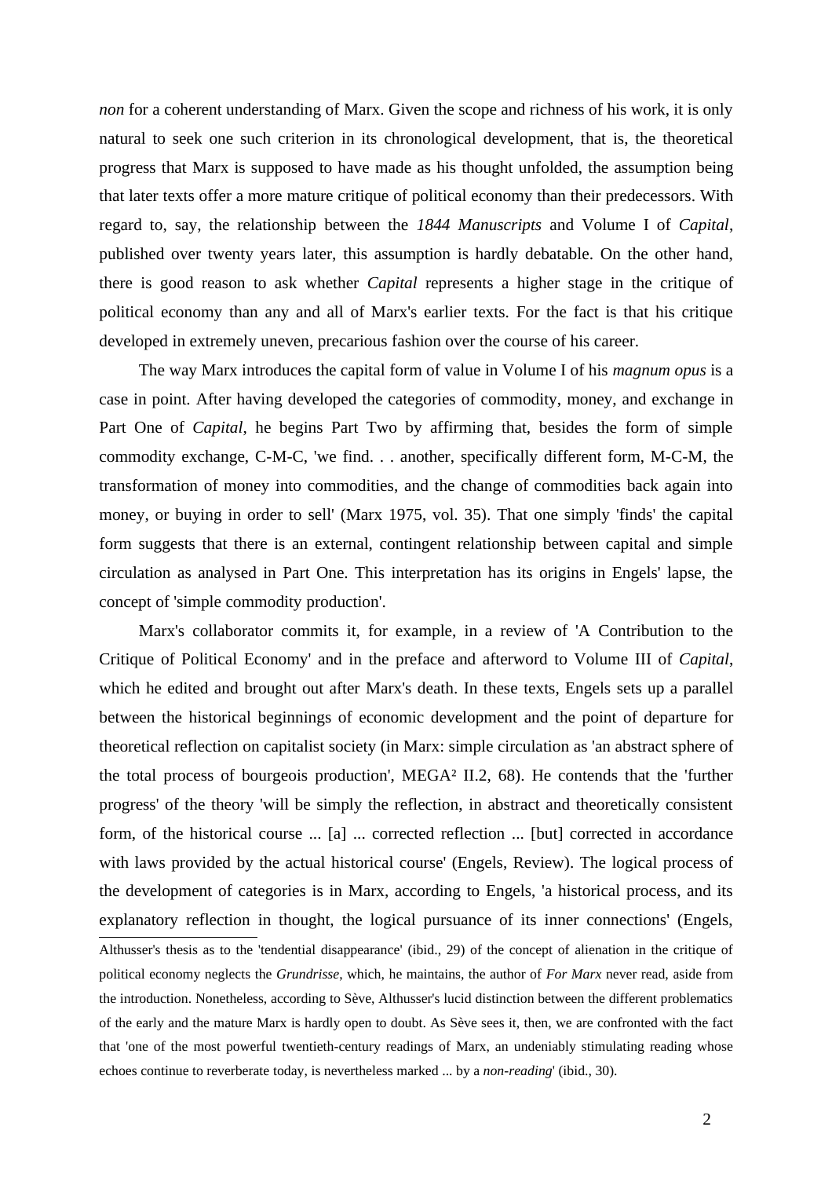*non* for a coherent understanding of Marx. Given the scope and richness of his work, it is only natural to seek one such criterion in its chronological development, that is, the theoretical progress that Marx is supposed to have made as his thought unfolded, the assumption being that later texts offer a more mature critique of political economy than their predecessors. With regard to, say, the relationship between the *1844 Manuscripts* and Volume I of *Capital*, published over twenty years later, this assumption is hardly debatable. On the other hand, there is good reason to ask whether *Capital* represents a higher stage in the critique of political economy than any and all of Marx's earlier texts. For the fact is that his critique developed in extremely uneven, precarious fashion over the course of his career.

The way Marx introduces the capital form of value in Volume I of his *magnum opus* is a case in point. After having developed the categories of commodity, money, and exchange in Part One of *Capital*, he begins Part Two by affirming that, besides the form of simple commodity exchange, C-M-C, 'we find. . . another, specifically different form, M-C-M, the transformation of money into commodities, and the change of commodities back again into money, or buying in order to sell' (Marx 1975, vol. 35). That one simply 'finds' the capital form suggests that there is an external, contingent relationship between capital and simple circulation as analysed in Part One. This interpretation has its origins in Engels' lapse, the concept of 'simple commodity production'.

Marx's collaborator commits it, for example, in a review of 'A Contribution to the Critique of Political Economy' and in the preface and afterword to Volume III of *Capital*, which he edited and brought out after Marx's death. In these texts, Engels sets up a parallel between the historical beginnings of economic development and the point of departure for theoretical reflection on capitalist society (in Marx: simple circulation as 'an abstract sphere of the total process of bourgeois production', MEGA² II.2, 68). He contends that the 'further progress' of the theory 'will be simply the reflection, in abstract and theoretically consistent form, of the historical course ... [a] ... corrected reflection ... [but] corrected in accordance with laws provided by the actual historical course' (Engels, Review). The logical process of the development of categories is in Marx, according to Engels, 'a historical process, and its explanatory reflection in thought, the logical pursuance of its inner connections' (Engels,

---

Althusser's thesis as to the 'tendential disappearance' (ibid., 29) of the concept of alienation in the critique of political economy neglects the *Grundrisse*, which, he maintains, the author of *For Marx* never read, aside from the introduction. Nonetheless, according to Sève, Althusser's lucid distinction between the different problematics of the early and the mature Marx is hardly open to doubt. As Sève sees it, then, we are confronted with the fact that 'one of the most powerful twentieth-century readings of Marx, an undeniably stimulating reading whose echoes continue to reverberate today, is nevertheless marked ... by a *non-reading*' (ibid., 30).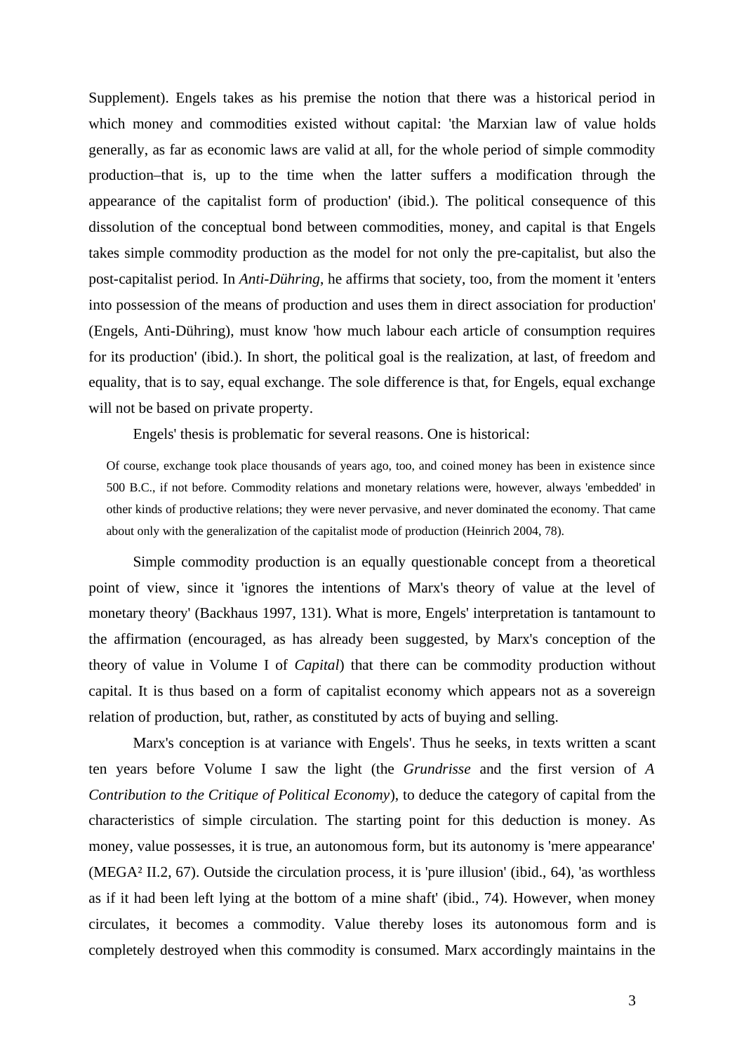Supplement). Engels takes as his premise the notion that there was a historical period in which money and commodities existed without capital: 'the Marxian law of value holds generally, as far as economic laws are valid at all, for the whole period of simple commodity production–that is, up to the time when the latter suffers a modification through the appearance of the capitalist form of production' (ibid.). The political consequence of this dissolution of the conceptual bond between commodities, money, and capital is that Engels takes simple commodity production as the model for not only the pre-capitalist, but also the post-capitalist period. In *Anti-Dühring*, he affirms that society, too, from the moment it 'enters into possession of the means of production and uses them in direct association for production' (Engels, Anti-Dühring), must know 'how much labour each article of consumption requires for its production' (ibid.). In short, the political goal is the realization, at last, of freedom and equality, that is to say, equal exchange. The sole difference is that, for Engels, equal exchange will not be based on private property.

Engels' thesis is problematic for several reasons. One is historical:

> Of course, exchange took place thousands of years ago, too, and coined money has been in existence since 500 B.C., if not before. Commodity relations and monetary relations were, however, always 'embedded' in other kinds of productive relations; they were never pervasive, and never dominated the economy. That came about only with the generalization of the capitalist mode of production (Heinrich 2004, 78).

Simple commodity production is an equally questionable concept from a theoretical point of view, since it 'ignores the intentions of Marx's theory of value at the level of monetary theory' (Backhaus 1997, 131). What is more, Engels' interpretation is tantamount to the affirmation (encouraged, as has already been suggested, by Marx's conception of the theory of value in Volume I of *Capital*) that there can be commodity production without capital. It is thus based on a form of capitalist economy which appears not as a sovereign relation of production, but, rather, as constituted by acts of buying and selling.

Marx's conception is at variance with Engels'. Thus he seeks, in texts written a scant ten years before Volume I saw the light (the *Grundrisse* and the first version of *A Contribution to the Critique of Political Economy*), to deduce the category of capital from the characteristics of simple circulation. The starting point for this deduction is money. As money, value possesses, it is true, an autonomous form, but its autonomy is 'mere appearance' (MEGA² II.2, 67). Outside the circulation process, it is 'pure illusion' (ibid., 64), 'as worthless as if it had been left lying at the bottom of a mine shaft' (ibid., 74). However, when money circulates, it becomes a commodity. Value thereby loses its autonomous form and is completely destroyed when this commodity is consumed. Marx accordingly maintains in the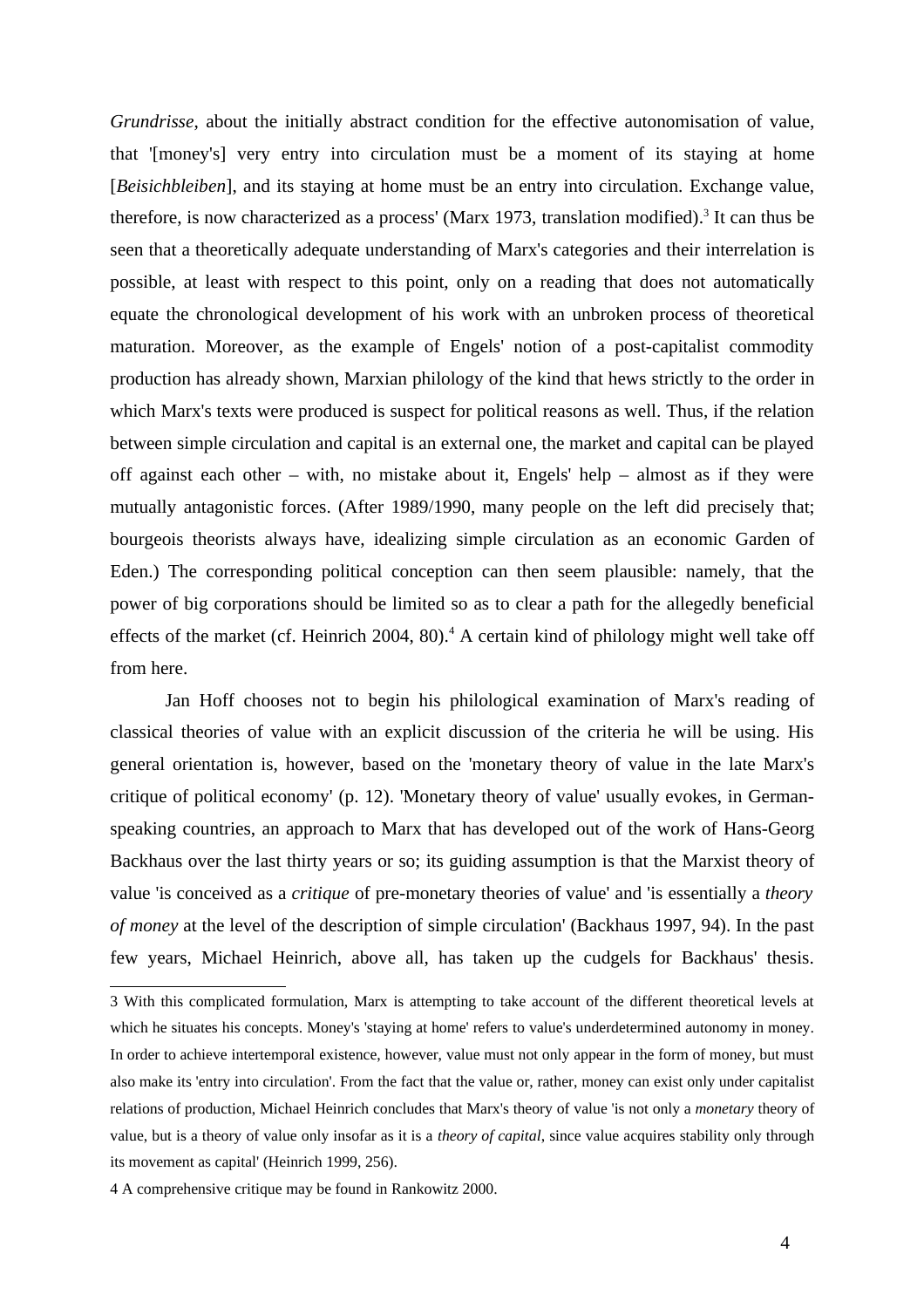*Grundrisse*, about the initially abstract condition for the effective autonomisation of value, that '[money's] very entry into circulation must be a moment of its staying at home [*Beisichbleiben*], and its staying at home must be an entry into circulation. Exchange value, therefore, is now characterized as a process' (Marx 1973, translation modified).[3] It can thus be seen that a theoretically adequate understanding of Marx's categories and their interrelation is possible, at least with respect to this point, only on a reading that does not automatically equate the chronological development of his work with an unbroken process of theoretical maturation. Moreover, as the example of Engels' notion of a post-capitalist commodity production has already shown, Marxian philology of the kind that hews strictly to the order in which Marx's texts were produced is suspect for political reasons as well. Thus, if the relation between simple circulation and capital is an external one, the market and capital can be played off against each other – with, no mistake about it, Engels' help – almost as if they were mutually antagonistic forces. (After 1989/1990, many people on the left did precisely that; bourgeois theorists always have, idealizing simple circulation as an economic Garden of Eden.) The corresponding political conception can then seem plausible: namely, that the power of big corporations should be limited so as to clear a path for the allegedly beneficial effects of the market (cf. Heinrich 2004, 80).[4] A certain kind of philology might well take off from here.

Jan Hoff chooses not to begin his philological examination of Marx's reading of classical theories of value with an explicit discussion of the criteria he will be using. His general orientation is, however, based on the 'monetary theory of value in the late Marx's critique of political economy' (p. 12). 'Monetary theory of value' usually evokes, in German-speaking countries, an approach to Marx that has developed out of the work of Hans-Georg Backhaus over the last thirty years or so; its guiding assumption is that the Marxist theory of value 'is conceived as a *critique* of pre-monetary theories of value' and 'is essentially a *theory of money* at the level of the description of simple circulation' (Backhaus 1997, 94). In the past few years, Michael Heinrich, above all, has taken up the cudgels for Backhaus' thesis.

---

3 With this complicated formulation, Marx is attempting to take account of the different theoretical levels at which he situates his concepts. Money's 'staying at home' refers to value's underdetermined autonomy in money. In order to achieve intertemporal existence, however, value must not only appear in the form of money, but must also make its 'entry into circulation'. From the fact that the value or, rather, money can exist only under capitalist relations of production, Michael Heinrich concludes that Marx's theory of value 'is not only a *monetary* theory of value, but is a theory of value only insofar as it is a *theory of capital*, since value acquires stability only through its movement as capital' (Heinrich 1999, 256).

4 A comprehensive critique may be found in Rankowitz 2000.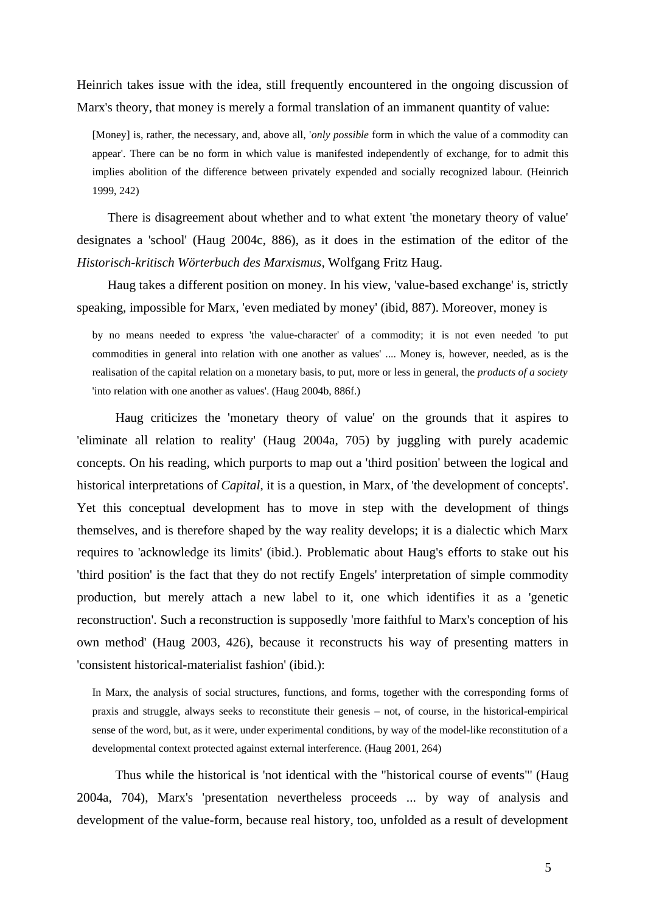Heinrich takes issue with the idea, still frequently encountered in the ongoing discussion of Marx's theory, that money is merely a formal translation of an immanent quantity of value:

> [Money] is, rather, the necessary, and, above all, '*only possible* form in which the value of a commodity can appear'. There can be no form in which value is manifested independently of exchange, for to admit this implies abolition of the difference between privately expended and socially recognized labour. (Heinrich 1999, 242)

There is disagreement about whether and to what extent 'the monetary theory of value' designates a 'school' (Haug 2004c, 886), as it does in the estimation of the editor of the *Historisch-kritisch Wörterbuch des Marxismus*, Wolfgang Fritz Haug.

Haug takes a different position on money. In his view, 'value-based exchange' is, strictly speaking, impossible for Marx, 'even mediated by money' (ibid, 887). Moreover, money is

> by no means needed to express 'the value-character' of a commodity; it is not even needed 'to put commodities in general into relation with one another as values' .... Money is, however, needed, as is the realisation of the capital relation on a monetary basis, to put, more or less in general, the *products of a society* 'into relation with one another as values'. (Haug 2004b, 886f.)

Haug criticizes the 'monetary theory of value' on the grounds that it aspires to 'eliminate all relation to reality' (Haug 2004a, 705) by juggling with purely academic concepts. On his reading, which purports to map out a 'third position' between the logical and historical interpretations of *Capital*, it is a question, in Marx, of 'the development of concepts'. Yet this conceptual development has to move in step with the development of things themselves, and is therefore shaped by the way reality develops; it is a dialectic which Marx requires to 'acknowledge its limits' (ibid.). Problematic about Haug's efforts to stake out his 'third position' is the fact that they do not rectify Engels' interpretation of simple commodity production, but merely attach a new label to it, one which identifies it as a 'genetic reconstruction'. Such a reconstruction is supposedly 'more faithful to Marx's conception of his own method' (Haug 2003, 426), because it reconstructs his way of presenting matters in 'consistent historical-materialist fashion' (ibid.):

> In Marx, the analysis of social structures, functions, and forms, together with the corresponding forms of praxis and struggle, always seeks to reconstitute their genesis – not, of course, in the historical-empirical sense of the word, but, as it were, under experimental conditions, by way of the model-like reconstitution of a developmental context protected against external interference. (Haug 2001, 264)

Thus while the historical is 'not identical with the "historical course of events"' (Haug 2004a, 704), Marx's 'presentation nevertheless proceeds ... by way of analysis and development of the value-form, because real history, too, unfolded as a result of development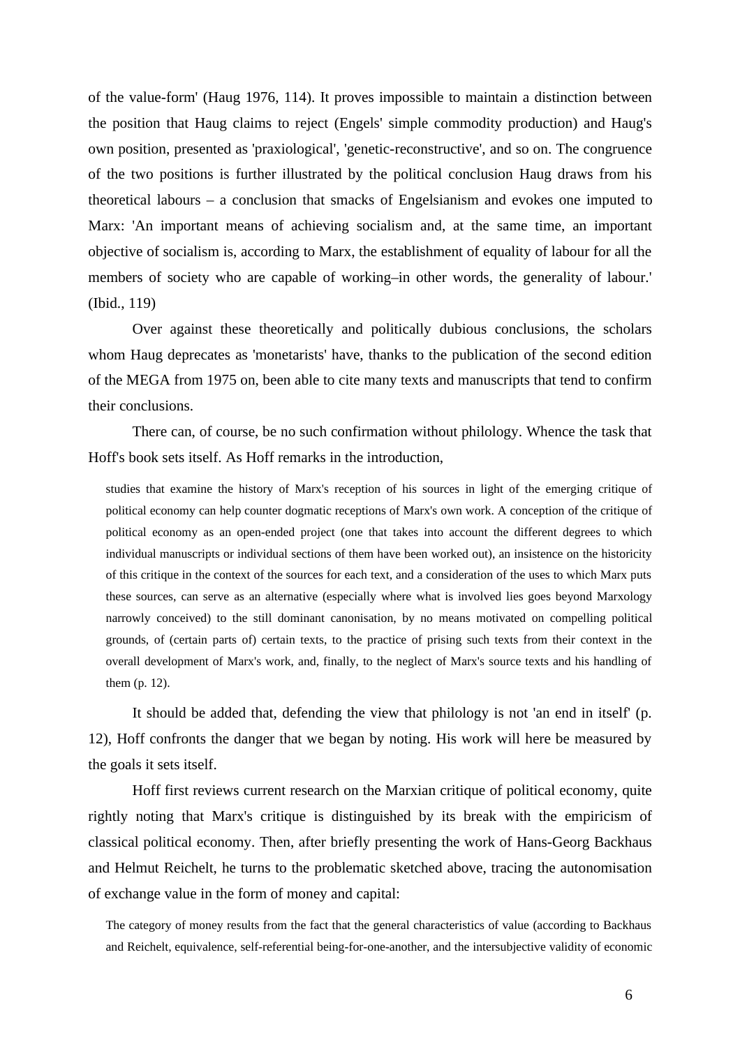of the value-form' (Haug 1976, 114). It proves impossible to maintain a distinction between the position that Haug claims to reject (Engels' simple commodity production) and Haug's own position, presented as 'praxiological', 'genetic-reconstructive', and so on. The congruence of the two positions is further illustrated by the political conclusion Haug draws from his theoretical labours – a conclusion that smacks of Engelsianism and evokes one imputed to Marx: 'An important means of achieving socialism and, at the same time, an important objective of socialism is, according to Marx, the establishment of equality of labour for all the members of society who are capable of working–in other words, the generality of labour.' (Ibid., 119)

Over against these theoretically and politically dubious conclusions, the scholars whom Haug deprecates as 'monetarists' have, thanks to the publication of the second edition of the MEGA from 1975 on, been able to cite many texts and manuscripts that tend to confirm their conclusions.

There can, of course, be no such confirmation without philology. Whence the task that Hoff's book sets itself. As Hoff remarks in the introduction,

> studies that examine the history of Marx's reception of his sources in light of the emerging critique of political economy can help counter dogmatic receptions of Marx's own work. A conception of the critique of political economy as an open-ended project (one that takes into account the different degrees to which individual manuscripts or individual sections of them have been worked out), an insistence on the historicity of this critique in the context of the sources for each text, and a consideration of the uses to which Marx puts these sources, can serve as an alternative (especially where what is involved lies goes beyond Marxology narrowly conceived) to the still dominant canonisation, by no means motivated on compelling political grounds, of (certain parts of) certain texts, to the practice of prising such texts from their context in the overall development of Marx's work, and, finally, to the neglect of Marx's source texts and his handling of them (p. 12).

It should be added that, defending the view that philology is not 'an end in itself' (p. 12), Hoff confronts the danger that we began by noting. His work will here be measured by the goals it sets itself.

Hoff first reviews current research on the Marxian critique of political economy, quite rightly noting that Marx's critique is distinguished by its break with the empiricism of classical political economy. Then, after briefly presenting the work of Hans-Georg Backhaus and Helmut Reichelt, he turns to the problematic sketched above, tracing the autonomisation of exchange value in the form of money and capital:

> The category of money results from the fact that the general characteristics of value (according to Backhaus and Reichelt, equivalence, self-referential being-for-one-another, and the intersubjective validity of economic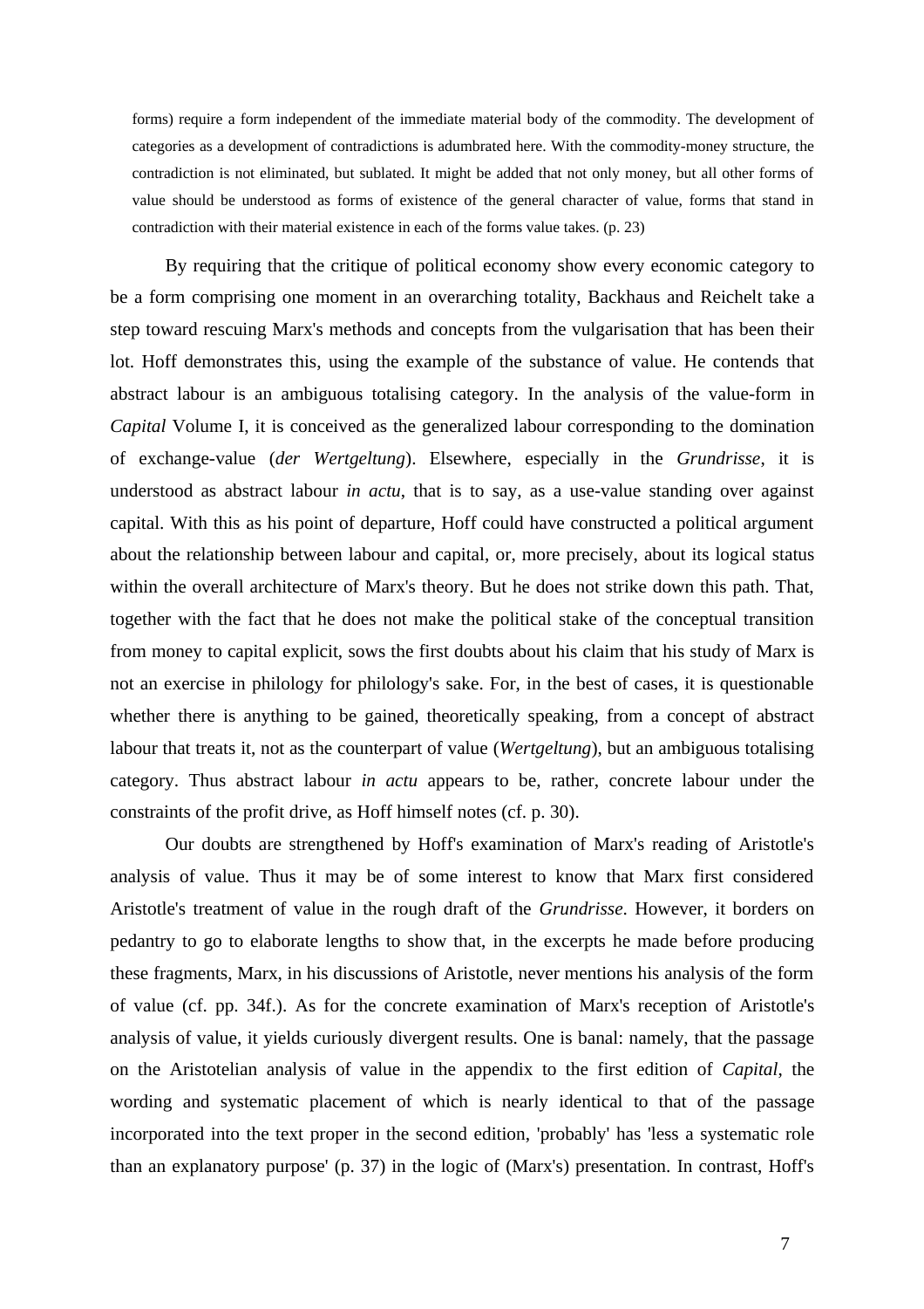> forms) require a form independent of the immediate material body of the commodity. The development of categories as a development of contradictions is adumbrated here. With the commodity-money structure, the contradiction is not eliminated, but sublated. It might be added that not only money, but all other forms of value should be understood as forms of existence of the general character of value, forms that stand in contradiction with their material existence in each of the forms value takes. (p. 23)

By requiring that the critique of political economy show every economic category to be a form comprising one moment in an overarching totality, Backhaus and Reichelt take a step toward rescuing Marx's methods and concepts from the vulgarisation that has been their lot. Hoff demonstrates this, using the example of the substance of value. He contends that abstract labour is an ambiguous totalising category. In the analysis of the value-form in *Capital* Volume I, it is conceived as the generalized labour corresponding to the domination of exchange-value (*der Wertgeltung*). Elsewhere, especially in the *Grundrisse*, it is understood as abstract labour *in actu*, that is to say, as a use-value standing over against capital. With this as his point of departure, Hoff could have constructed a political argument about the relationship between labour and capital, or, more precisely, about its logical status within the overall architecture of Marx's theory. But he does not strike down this path. That, together with the fact that he does not make the political stake of the conceptual transition from money to capital explicit, sows the first doubts about his claim that his study of Marx is not an exercise in philology for philology's sake. For, in the best of cases, it is questionable whether there is anything to be gained, theoretically speaking, from a concept of abstract labour that treats it, not as the counterpart of value (*Wertgeltung*), but an ambiguous totalising category. Thus abstract labour *in actu* appears to be, rather, concrete labour under the constraints of the profit drive, as Hoff himself notes (cf. p. 30).

Our doubts are strengthened by Hoff's examination of Marx's reading of Aristotle's analysis of value. Thus it may be of some interest to know that Marx first considered Aristotle's treatment of value in the rough draft of the *Grundrisse*. However, it borders on pedantry to go to elaborate lengths to show that, in the excerpts he made before producing these fragments, Marx, in his discussions of Aristotle, never mentions his analysis of the form of value (cf. pp. 34f.). As for the concrete examination of Marx's reception of Aristotle's analysis of value, it yields curiously divergent results. One is banal: namely, that the passage on the Aristotelian analysis of value in the appendix to the first edition of *Capital*, the wording and systematic placement of which is nearly identical to that of the passage incorporated into the text proper in the second edition, 'probably' has 'less a systematic role than an explanatory purpose' (p. 37) in the logic of (Marx's) presentation. In contrast, Hoff's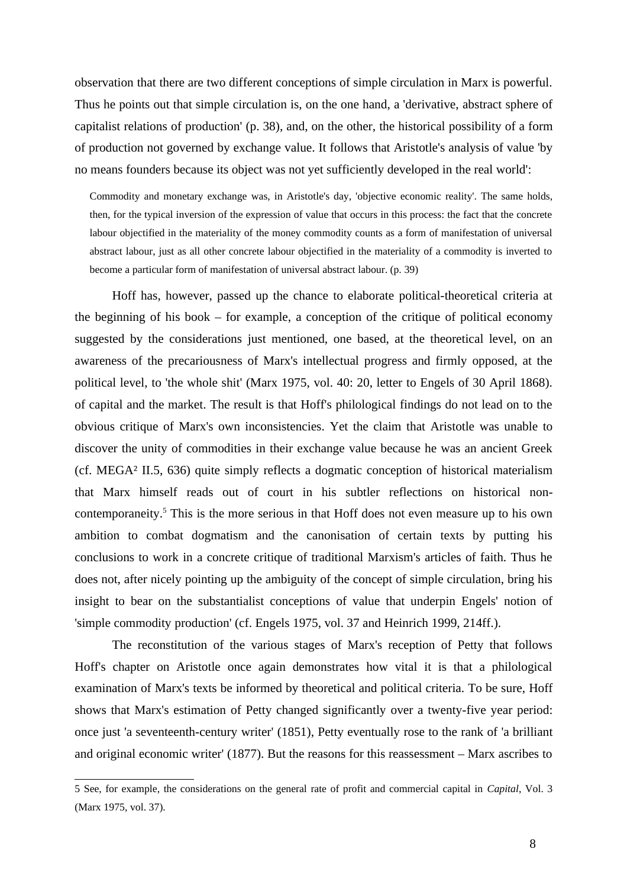observation that there are two different conceptions of simple circulation in Marx is powerful. Thus he points out that simple circulation is, on the one hand, a 'derivative, abstract sphere of capitalist relations of production' (p. 38), and, on the other, the historical possibility of a form of production not governed by exchange value. It follows that Aristotle's analysis of value 'by no means founders because its object was not yet sufficiently developed in the real world':

> Commodity and monetary exchange was, in Aristotle's day, 'objective economic reality'. The same holds, then, for the typical inversion of the expression of value that occurs in this process: the fact that the concrete labour objectified in the materiality of the money commodity counts as a form of manifestation of universal abstract labour, just as all other concrete labour objectified in the materiality of a commodity is inverted to become a particular form of manifestation of universal abstract labour. (p. 39)

Hoff has, however, passed up the chance to elaborate political-theoretical criteria at the beginning of his book – for example, a conception of the critique of political economy suggested by the considerations just mentioned, one based, at the theoretical level, on an awareness of the precariousness of Marx's intellectual progress and firmly opposed, at the political level, to 'the whole shit' (Marx 1975, vol. 40: 20, letter to Engels of 30 April 1868). of capital and the market. The result is that Hoff's philological findings do not lead on to the obvious critique of Marx's own inconsistencies. Yet the claim that Aristotle was unable to discover the unity of commodities in their exchange value because he was an ancient Greek (cf. MEGA² II.5, 636) quite simply reflects a dogmatic conception of historical materialism that Marx himself reads out of court in his subtler reflections on historical non-contemporaneity.[5] This is the more serious in that Hoff does not even measure up to his own ambition to combat dogmatism and the canonisation of certain texts by putting his conclusions to work in a concrete critique of traditional Marxism's articles of faith. Thus he does not, after nicely pointing up the ambiguity of the concept of simple circulation, bring his insight to bear on the substantialist conceptions of value that underpin Engels' notion of 'simple commodity production' (cf. Engels 1975, vol. 37 and Heinrich 1999, 214ff.).

The reconstitution of the various stages of Marx's reception of Petty that follows Hoff's chapter on Aristotle once again demonstrates how vital it is that a philological examination of Marx's texts be informed by theoretical and political criteria. To be sure, Hoff shows that Marx's estimation of Petty changed significantly over a twenty-five year period: once just 'a seventeenth-century writer' (1851), Petty eventually rose to the rank of 'a brilliant and original economic writer' (1877). But the reasons for this reassessment – Marx ascribes to

---

5 See, for example, the considerations on the general rate of profit and commercial capital in *Capital*, Vol. 3 (Marx 1975, vol. 37).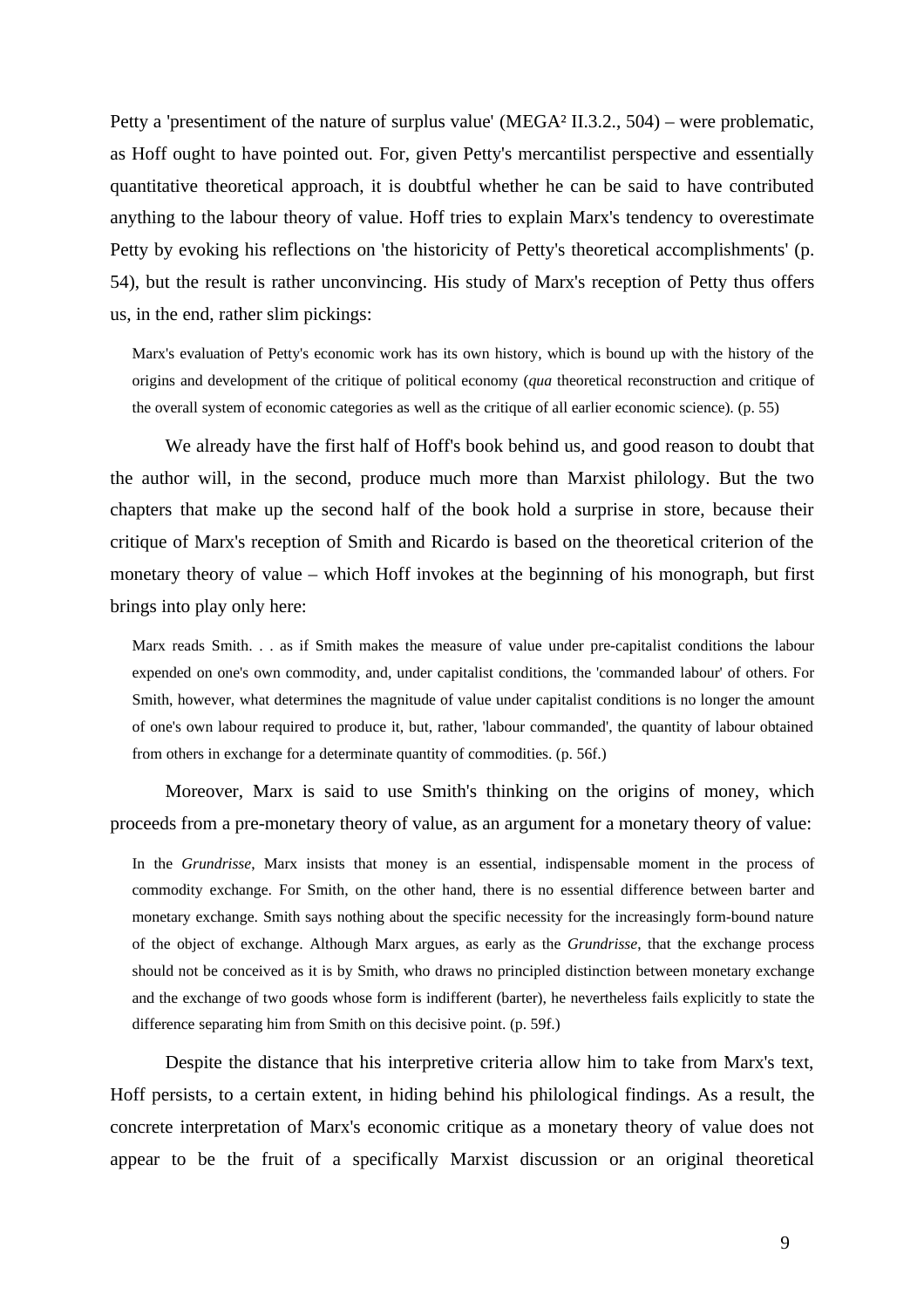Petty a 'presentiment of the nature of surplus value' (MEGA² II.3.2., 504) – were problematic, as Hoff ought to have pointed out. For, given Petty's mercantilist perspective and essentially quantitative theoretical approach, it is doubtful whether he can be said to have contributed anything to the labour theory of value. Hoff tries to explain Marx's tendency to overestimate Petty by evoking his reflections on 'the historicity of Petty's theoretical accomplishments' (p. 54), but the result is rather unconvincing. His study of Marx's reception of Petty thus offers us, in the end, rather slim pickings:

> Marx's evaluation of Petty's economic work has its own history, which is bound up with the history of the origins and development of the critique of political economy (*qua* theoretical reconstruction and critique of the overall system of economic categories as well as the critique of all earlier economic science). (p. 55)

We already have the first half of Hoff's book behind us, and good reason to doubt that the author will, in the second, produce much more than Marxist philology. But the two chapters that make up the second half of the book hold a surprise in store, because their critique of Marx's reception of Smith and Ricardo is based on the theoretical criterion of the monetary theory of value – which Hoff invokes at the beginning of his monograph, but first brings into play only here:

> Marx reads Smith. . . as if Smith makes the measure of value under pre-capitalist conditions the labour expended on one's own commodity, and, under capitalist conditions, the 'commanded labour' of others. For Smith, however, what determines the magnitude of value under capitalist conditions is no longer the amount of one's own labour required to produce it, but, rather, 'labour commanded', the quantity of labour obtained from others in exchange for a determinate quantity of commodities. (p. 56f.)

Moreover, Marx is said to use Smith's thinking on the origins of money, which proceeds from a pre-monetary theory of value, as an argument for a monetary theory of value:

> In the *Grundrisse*, Marx insists that money is an essential, indispensable moment in the process of commodity exchange. For Smith, on the other hand, there is no essential difference between barter and monetary exchange. Smith says nothing about the specific necessity for the increasingly form-bound nature of the object of exchange. Although Marx argues, as early as the *Grundrisse*, that the exchange process should not be conceived as it is by Smith, who draws no principled distinction between monetary exchange and the exchange of two goods whose form is indifferent (barter), he nevertheless fails explicitly to state the difference separating him from Smith on this decisive point. (p. 59f.)

Despite the distance that his interpretive criteria allow him to take from Marx's text, Hoff persists, to a certain extent, in hiding behind his philological findings. As a result, the concrete interpretation of Marx's economic critique as a monetary theory of value does not appear to be the fruit of a specifically Marxist discussion or an original theoretical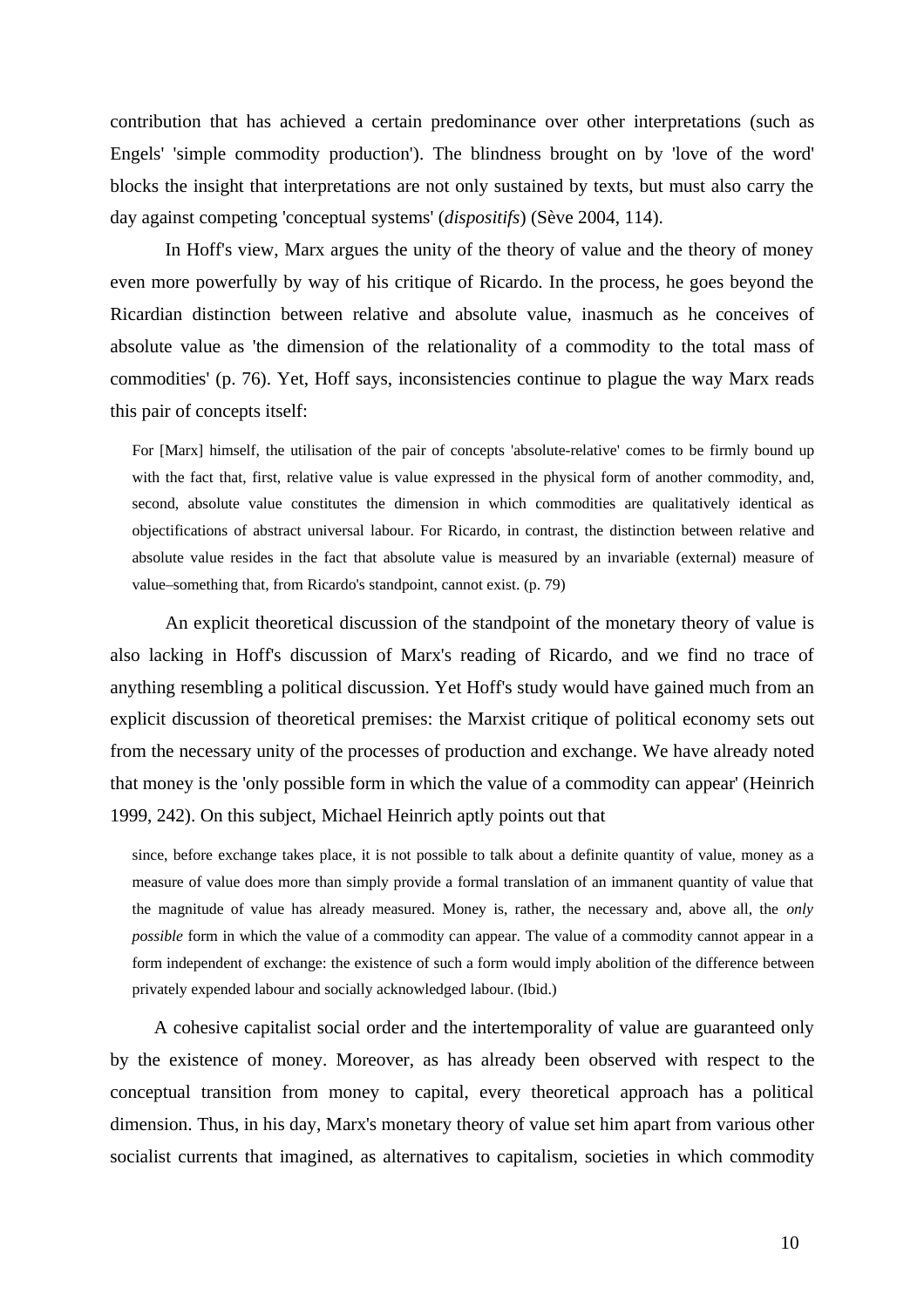contribution that has achieved a certain predominance over other interpretations (such as Engels' 'simple commodity production'). The blindness brought on by 'love of the word' blocks the insight that interpretations are not only sustained by texts, but must also carry the day against competing 'conceptual systems' (*dispositifs*) (Sève 2004, 114).

In Hoff's view, Marx argues the unity of the theory of value and the theory of money even more powerfully by way of his critique of Ricardo. In the process, he goes beyond the Ricardian distinction between relative and absolute value, inasmuch as he conceives of absolute value as 'the dimension of the relationality of a commodity to the total mass of commodities' (p. 76). Yet, Hoff says, inconsistencies continue to plague the way Marx reads this pair of concepts itself:

> For [Marx] himself, the utilisation of the pair of concepts 'absolute-relative' comes to be firmly bound up with the fact that, first, relative value is value expressed in the physical form of another commodity, and, second, absolute value constitutes the dimension in which commodities are qualitatively identical as objectifications of abstract universal labour. For Ricardo, in contrast, the distinction between relative and absolute value resides in the fact that absolute value is measured by an invariable (external) measure of value–something that, from Ricardo's standpoint, cannot exist. (p. 79)

An explicit theoretical discussion of the standpoint of the monetary theory of value is also lacking in Hoff's discussion of Marx's reading of Ricardo, and we find no trace of anything resembling a political discussion. Yet Hoff's study would have gained much from an explicit discussion of theoretical premises: the Marxist critique of political economy sets out from the necessary unity of the processes of production and exchange. We have already noted that money is the 'only possible form in which the value of a commodity can appear' (Heinrich 1999, 242). On this subject, Michael Heinrich aptly points out that

> since, before exchange takes place, it is not possible to talk about a definite quantity of value, money as a measure of value does more than simply provide a formal translation of an immanent quantity of value that the magnitude of value has already measured. Money is, rather, the necessary and, above all, the *only possible* form in which the value of a commodity can appear. The value of a commodity cannot appear in a form independent of exchange: the existence of such a form would imply abolition of the difference between privately expended labour and socially acknowledged labour. (Ibid.)

A cohesive capitalist social order and the intertemporality of value are guaranteed only by the existence of money. Moreover, as has already been observed with respect to the conceptual transition from money to capital, every theoretical approach has a political dimension. Thus, in his day, Marx's monetary theory of value set him apart from various other socialist currents that imagined, as alternatives to capitalism, societies in which commodity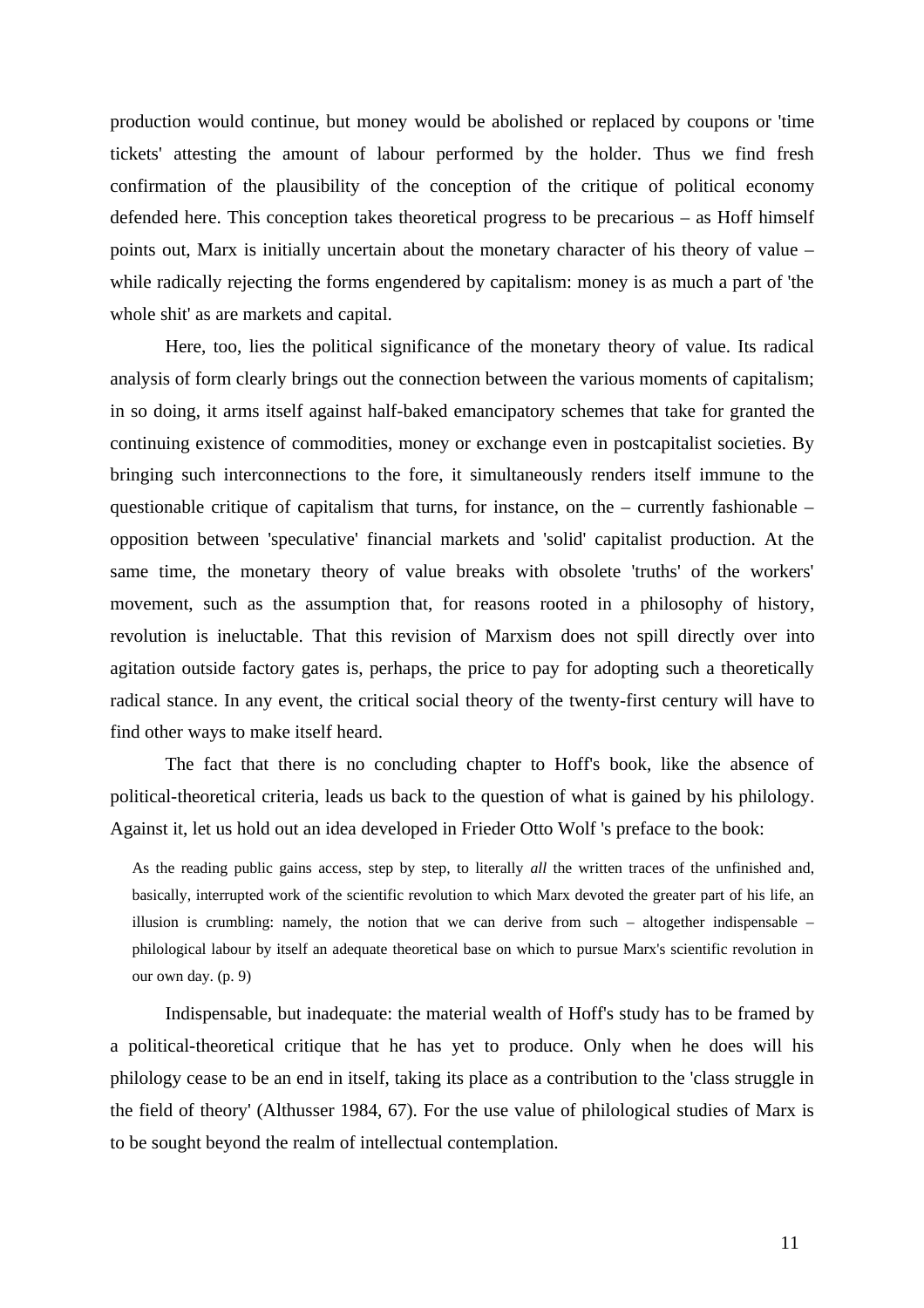production would continue, but money would be abolished or replaced by coupons or 'time tickets' attesting the amount of labour performed by the holder. Thus we find fresh confirmation of the plausibility of the conception of the critique of political economy defended here. This conception takes theoretical progress to be precarious – as Hoff himself points out, Marx is initially uncertain about the monetary character of his theory of value – while radically rejecting the forms engendered by capitalism: money is as much a part of 'the whole shit' as are markets and capital.

Here, too, lies the political significance of the monetary theory of value. Its radical analysis of form clearly brings out the connection between the various moments of capitalism; in so doing, it arms itself against half-baked emancipatory schemes that take for granted the continuing existence of commodities, money or exchange even in postcapitalist societies. By bringing such interconnections to the fore, it simultaneously renders itself immune to the questionable critique of capitalism that turns, for instance, on the – currently fashionable – opposition between 'speculative' financial markets and 'solid' capitalist production. At the same time, the monetary theory of value breaks with obsolete 'truths' of the workers' movement, such as the assumption that, for reasons rooted in a philosophy of history, revolution is ineluctable. That this revision of Marxism does not spill directly over into agitation outside factory gates is, perhaps, the price to pay for adopting such a theoretically radical stance. In any event, the critical social theory of the twenty-first century will have to find other ways to make itself heard.

The fact that there is no concluding chapter to Hoff's book, like the absence of political-theoretical criteria, leads us back to the question of what is gained by his philology. Against it, let us hold out an idea developed in Frieder Otto Wolf 's preface to the book:

> As the reading public gains access, step by step, to literally *all* the written traces of the unfinished and, basically, interrupted work of the scientific revolution to which Marx devoted the greater part of his life, an illusion is crumbling: namely, the notion that we can derive from such – altogether indispensable – philological labour by itself an adequate theoretical base on which to pursue Marx's scientific revolution in our own day. (p. 9)

Indispensable, but inadequate: the material wealth of Hoff's study has to be framed by a political-theoretical critique that he has yet to produce. Only when he does will his philology cease to be an end in itself, taking its place as a contribution to the 'class struggle in the field of theory' (Althusser 1984, 67). For the use value of philological studies of Marx is to be sought beyond the realm of intellectual contemplation.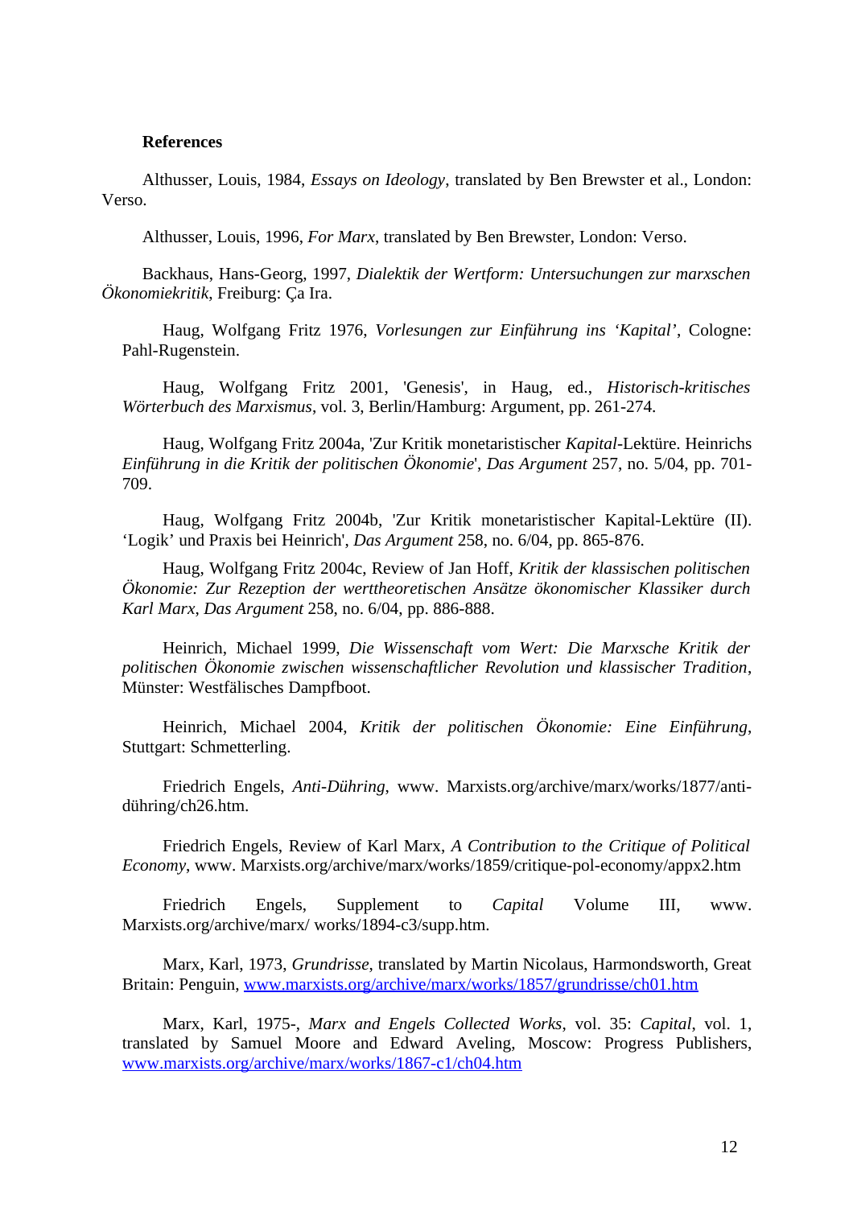**References**

Althusser, Louis, 1984, *Essays on Ideology*, translated by Ben Brewster et al., London: Verso.

Althusser, Louis, 1996, *For Marx*, translated by Ben Brewster, London: Verso.

Backhaus, Hans-Georg, 1997, *Dialektik der Wertform: Untersuchungen zur marxschen Ökonomiekritik*, Freiburg: Ça Ira.

Haug, Wolfgang Fritz 1976, *Vorlesungen zur Einführung ins 'Kapital'*, Cologne: Pahl-Rugenstein.

Haug, Wolfgang Fritz 2001, 'Genesis', in Haug, ed., *Historisch-kritisches Wörterbuch des Marxismus*, vol. 3, Berlin/Hamburg: Argument, pp. 261-274.

Haug, Wolfgang Fritz 2004a, 'Zur Kritik monetaristischer *Kapital*-Lektüre. Heinrichs *Einführung in die Kritik der politischen Ökonomie*', *Das Argument* 257, no. 5/04, pp. 701-709.

Haug, Wolfgang Fritz 2004b, 'Zur Kritik monetaristischer Kapital-Lektüre (II). 'Logik' und Praxis bei Heinrich', *Das Argument* 258, no. 6/04, pp. 865-876.

Haug, Wolfgang Fritz 2004c, Review of Jan Hoff, *Kritik der klassischen politischen Ökonomie: Zur Rezeption der werttheoretischen Ansätze ökonomischer Klassiker durch Karl Marx*, *Das Argument* 258, no. 6/04, pp. 886-888.

Heinrich, Michael 1999, *Die Wissenschaft vom Wert: Die Marxsche Kritik der politischen Ökonomie zwischen wissenschaftlicher Revolution und klassischer Tradition*, Münster: Westfälisches Dampfboot.

Heinrich, Michael 2004, *Kritik der politischen Ökonomie: Eine Einführung*, Stuttgart: Schmetterling.

Friedrich Engels, *Anti-Dühring*, www. Marxists.org/archive/marx/works/1877/anti-dühring/ch26.htm.

Friedrich Engels, Review of Karl Marx, *A Contribution to the Critique of Political Economy*, www. Marxists.org/archive/marx/works/1859/critique-pol-economy/appx2.htm

Friedrich Engels, Supplement to *Capital* Volume III, www. Marxists.org/archive/marx/ works/1894-c3/supp.htm.

Marx, Karl, 1973, *Grundrisse*, translated by Martin Nicolaus, Harmondsworth, Great Britain: Penguin, www.marxists.org/archive/marx/works/1857/grundrisse/ch01.htm

Marx, Karl, 1975-, *Marx and Engels Collected Works*, vol. 35: *Capital*, vol. 1, translated by Samuel Moore and Edward Aveling, Moscow: Progress Publishers, www.marxists.org/archive/marx/works/1867-c1/ch04.htm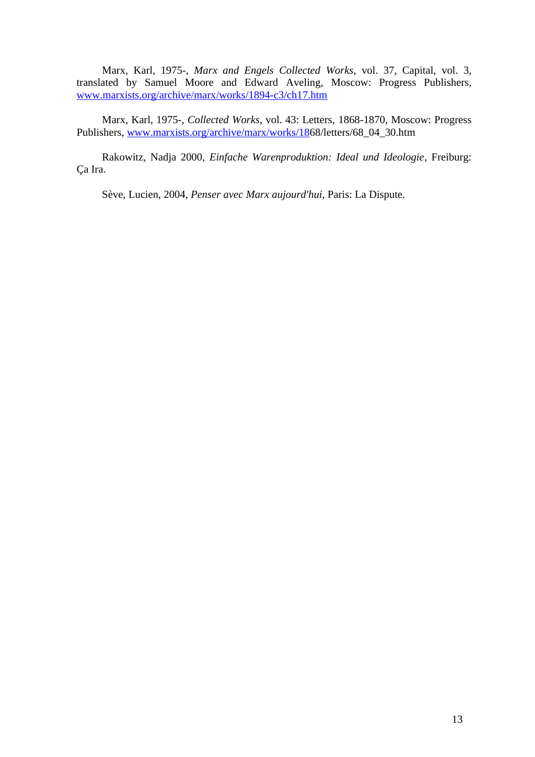Marx, Karl, 1975-, *Marx and Engels Collected Works*, vol. 37, Capital, vol. 3, translated by Samuel Moore and Edward Aveling, Moscow: Progress Publishers, www.marxists.org/archive/marx/works/1894-c3/ch17.htm

Marx, Karl, 1975-, *Collected Works*, vol. 43: Letters, 1868-1870, Moscow: Progress Publishers, www.marxists.org/archive/marx/works/1868/letters/68_04_30.htm

Rakowitz, Nadja 2000, *Einfache Warenproduktion: Ideal und Ideologie*, Freiburg: Ça Ira.

Sève, Lucien, 2004, *Penser avec Marx aujourd'hui*, Paris: La Dispute.